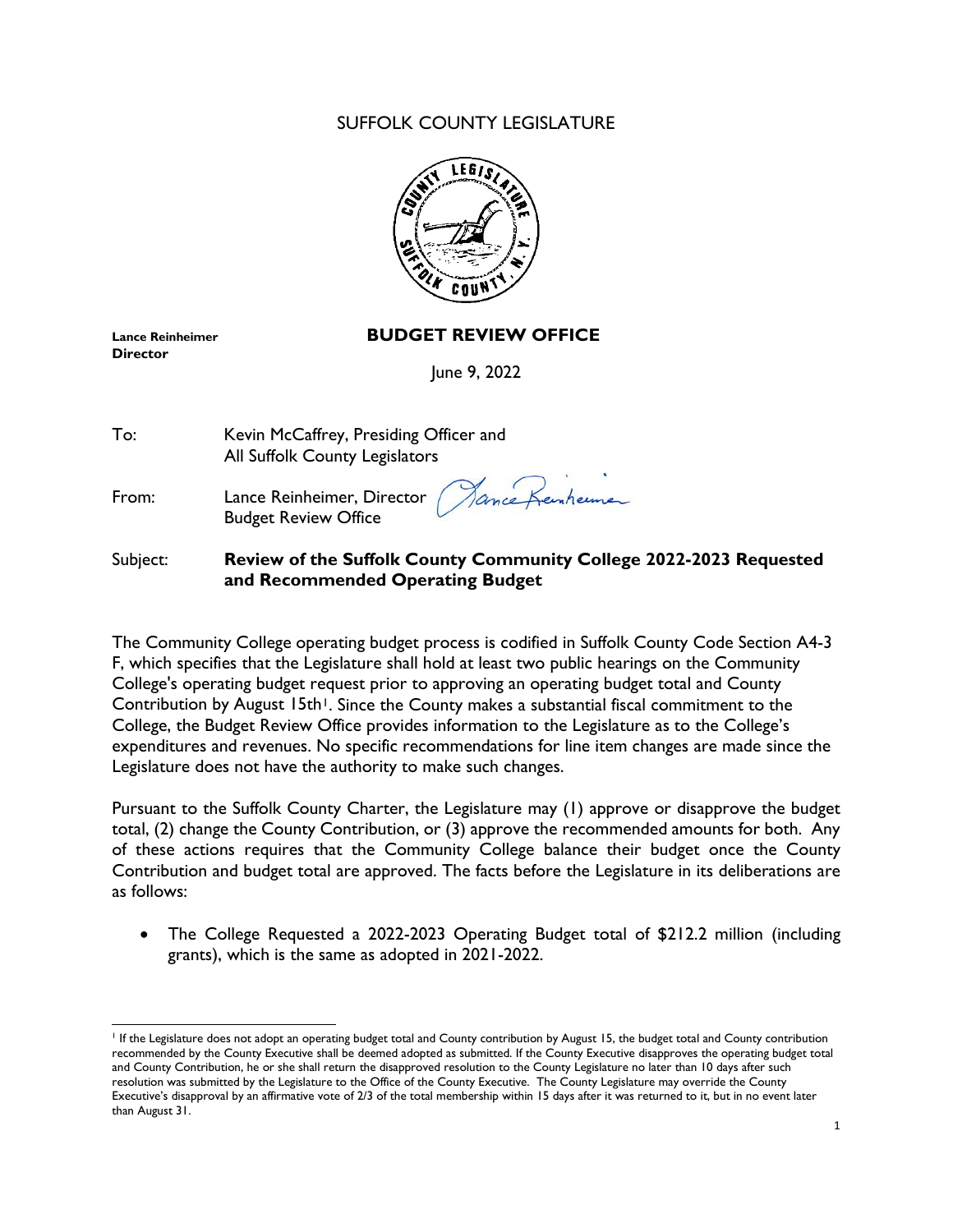SUFFOLK COUNTY LEGISLATURE

**Lance Reinheimer**
**Director**

## BUDGET REVIEW OFFICE

June 9, 2022

To: Kevin McCaffrey, Presiding Officer and All Suffolk County Legislators

From: Lance Reinheimer, Director, Budget Review Office

Subject: **Review of the Suffolk County Community College 2022-2023 Requested and Recommended Operating Budget**

The Community College operating budget process is codified in Suffolk County Code Section A4-3 F, which specifies that the Legislature shall hold at least two public hearings on the Community College's operating budget request prior to approving an operating budget total and County Contribution by August 15th[1]. Since the County makes a substantial fiscal commitment to the College, the Budget Review Office provides information to the Legislature as to the College's expenditures and revenues. No specific recommendations for line item changes are made since the Legislature does not have the authority to make such changes.

Pursuant to the Suffolk County Charter, the Legislature may (1) approve or disapprove the budget total, (2) change the County Contribution, or (3) approve the recommended amounts for both. Any of these actions requires that the Community College balance their budget once the County Contribution and budget total are approved. The facts before the Legislature in its deliberations are as follows:

- The College Requested a 2022-2023 Operating Budget total of $212.2 million (including grants), which is the same as adopted in 2021-2022.

[1] If the Legislature does not adopt an operating budget total and County contribution by August 15, the budget total and County contribution recommended by the County Executive shall be deemed adopted as submitted. If the County Executive disapproves the operating budget total and County Contribution, he or she shall return the disapproved resolution to the County Legislature no later than 10 days after such resolution was submitted by the Legislature to the Office of the County Executive. The County Legislature may override the County Executive's disapproval by an affirmative vote of 2/3 of the total membership within 15 days after it was returned to it, but in no event later than August 31.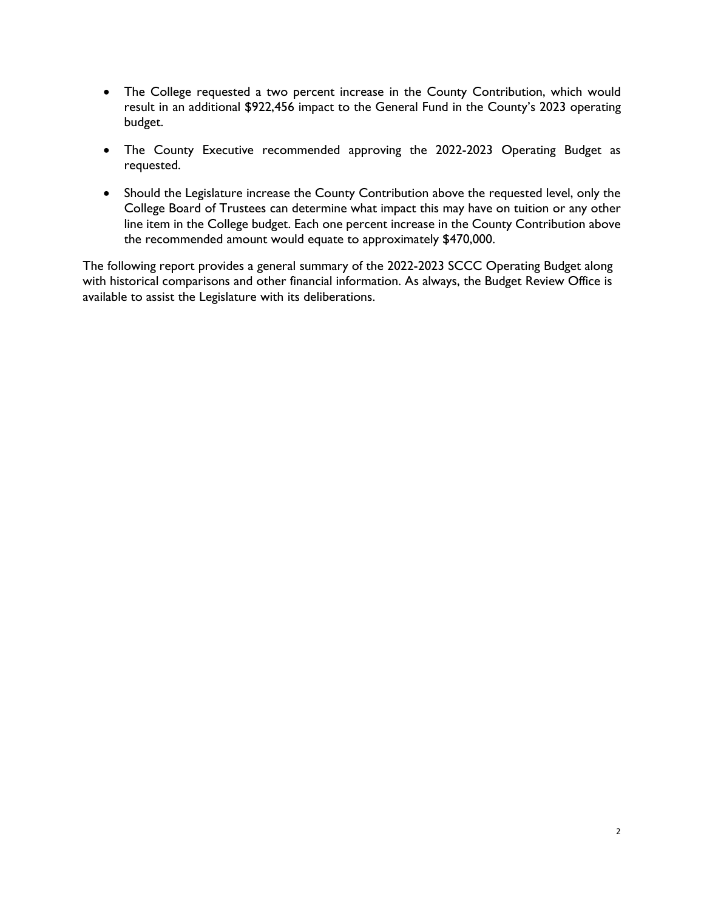- The College requested a two percent increase in the County Contribution, which would result in an additional $922,456 impact to the General Fund in the County's 2023 operating budget.

- The County Executive recommended approving the 2022-2023 Operating Budget as requested.

- Should the Legislature increase the County Contribution above the requested level, only the College Board of Trustees can determine what impact this may have on tuition or any other line item in the College budget. Each one percent increase in the County Contribution above the recommended amount would equate to approximately $470,000.

The following report provides a general summary of the 2022-2023 SCCC Operating Budget along with historical comparisons and other financial information. As always, the Budget Review Office is available to assist the Legislature with its deliberations.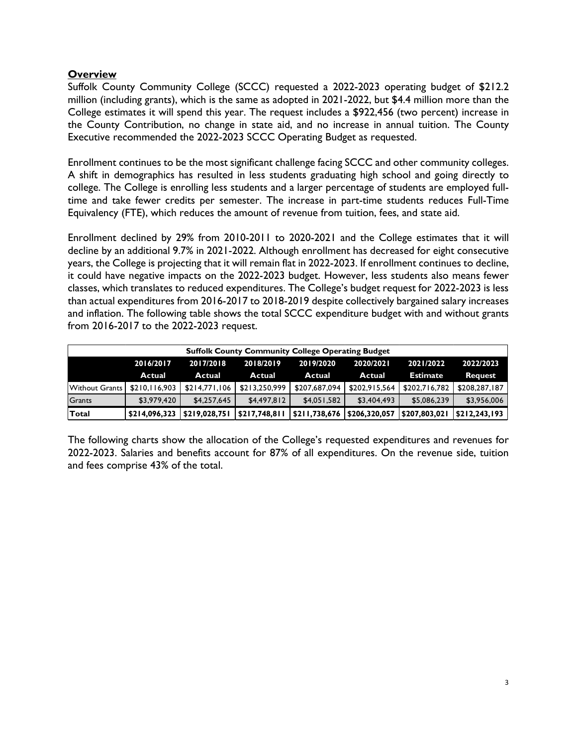## **Overview**

Suffolk County Community College (SCCC) requested a 2022-2023 operating budget of $212.2 million (including grants), which is the same as adopted in 2021-2022, but $4.4 million more than the College estimates it will spend this year. The request includes a $922,456 (two percent) increase in the County Contribution, no change in state aid, and no increase in annual tuition. The County Executive recommended the 2022-2023 SCCC Operating Budget as requested.

Enrollment continues to be the most significant challenge facing SCCC and other community colleges. A shift in demographics has resulted in less students graduating high school and going directly to college. The College is enrolling less students and a larger percentage of students are employed full-time and take fewer credits per semester. The increase in part-time students reduces Full-Time Equivalency (FTE), which reduces the amount of revenue from tuition, fees, and state aid.

Enrollment declined by 29% from 2010-2011 to 2020-2021 and the College estimates that it will decline by an additional 9.7% in 2021-2022. Although enrollment has decreased for eight consecutive years, the College is projecting that it will remain flat in 2022-2023. If enrollment continues to decline, it could have negative impacts on the 2022-2023 budget. However, less students also means fewer classes, which translates to reduced expenditures. The College's budget request for 2022-2023 is less than actual expenditures from 2016-2017 to 2018-2019 despite collectively bargained salary increases and inflation. The following table shows the total SCCC expenditure budget with and without grants from 2016-2017 to the 2022-2023 request.

| Suffolk County Community College Operating Budget | | | | | | | |
|---|---|---|---|---|---|---|---|
| | 2016/2017 Actual | 2017/2018 Actual | 2018/2019 Actual | 2019/2020 Actual | 2020/2021 Actual | 2021/2022 Estimate | 2022/2023 Request |
| Without Grants | $210,116,903 | $214,771,106 | $213,250,999 | $207,687,094 | $202,915,564 | $202,716,782 | $208,287,187 |
| Grants | $3,979,420 | $4,257,645 | $4,497,812 | $4,051,582 | $3,404,493 | $5,086,239 | $3,956,006 |
| **Total** | **$214,096,323** | **$219,028,751** | **$217,748,811** | **$211,738,676** | **$206,320,057** | **$207,803,021** | **$212,243,193** |

The following charts show the allocation of the College's requested expenditures and revenues for 2022-2023. Salaries and benefits account for 87% of all expenditures. On the revenue side, tuition and fees comprise 43% of the total.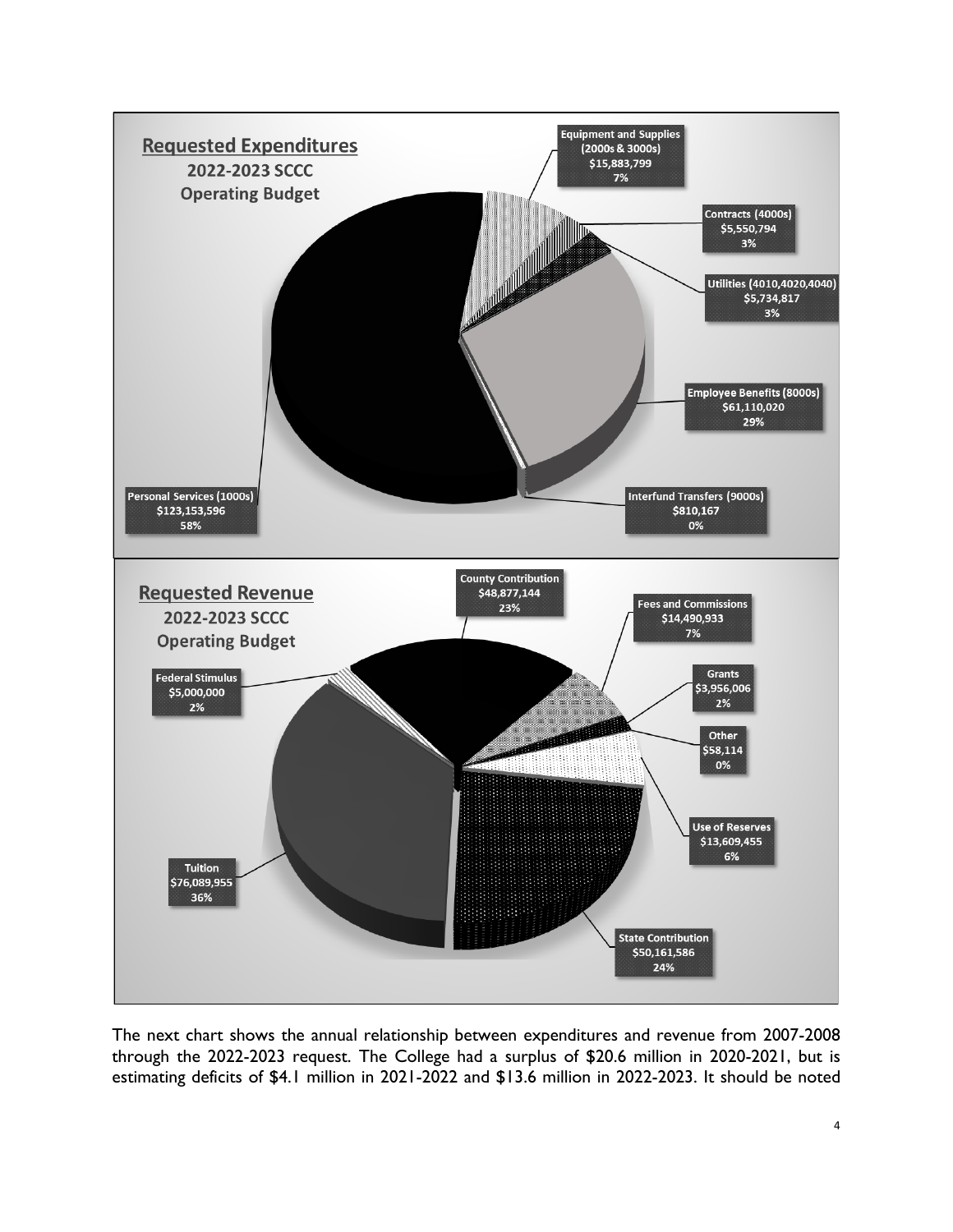**Requested Expenditures**
**2022-2023 SCCC**
**Operating Budget**

- Equipment and Supplies (2000s & 3000s) $15,883,799 7%
- Contracts (4000s) $5,550,794 3%
- Utilities (4010,4020,4040) $5,734,817 3%
- Employee Benefits (8000s) $61,110,020 29%
- Interfund Transfers (9000s) $810,167 0%
- Personal Services (1000s) $123,153,596 58%

**Requested Revenue**
**2022-2023 SCCC**
**Operating Budget**

- County Contribution $48,877,144 23%
- Fees and Commissions $14,490,933 7%
- Grants $3,956,006 2%
- Other $58,114 0%
- Use of Reserves $13,609,455 6%
- State Contribution $50,161,586 24%
- Tuition $76,089,955 36%
- Federal Stimulus $5,000,000 2%

The next chart shows the annual relationship between expenditures and revenue from 2007-2008 through the 2022-2023 request. The College had a surplus of $20.6 million in 2020-2021, but is estimating deficits of $4.1 million in 2021-2022 and $13.6 million in 2022-2023. It should be noted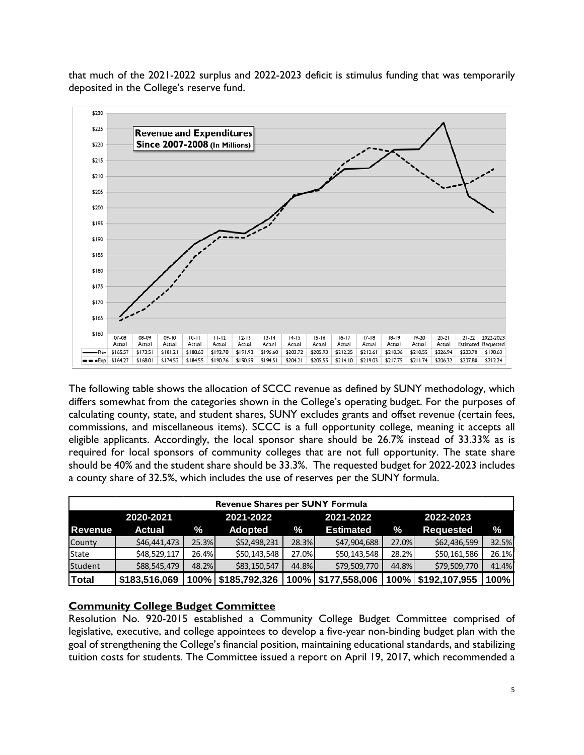that much of the 2021-2022 surplus and 2022-2023 deficit is stimulus funding that was temporarily deposited in the College's reserve fund.

**Revenue and Expenditures Since 2007-2008 (In Millions)**

| | 07-08 Actual | 08-09 Actual | 09-10 Actual | 10-11 Actual | 11-12 Actual | 12-13 Actual | 13-14 Actual | 14-15 Actual | 15-16 Actual | 16-17 Actual | 17-18 Actual | 18-19 Actual | 19-20 Actual | 20-21 Actual | 21-22 Estimated | 2022-2023 Requested |
|---|---|---|---|---|---|---|---|---|---|---|---|---|---|---|---|---|
| Rev | $165.57 | $173.51 | $181.21 | $188.63 | $192.78 | $191.93 | $196.60 | $203.72 | $205.93 | $212.25 | $212.61 | $218.36 | $218.55 | $226.94 | $203.70 | $198.63 |
| Exp | $164.27 | $168.01 | $174.52 | $184.55 | $190.76 | $190.59 | $194.51 | $204.21 | $205.55 | $214.10 | $219.03 | $217.75 | $211.74 | $206.32 | $207.80 | $212.24 |

The following table shows the allocation of SCCC revenue as defined by SUNY methodology, which differs somewhat from the categories shown in the College's operating budget. For the purposes of calculating county, state, and student shares, SUNY excludes grants and offset revenue (certain fees, commissions, and miscellaneous items). SCCC is a full opportunity college, meaning it accepts all eligible applicants. Accordingly, the local sponsor share should be 26.7% instead of 33.33% as is required for local sponsors of community colleges that are not full opportunity. The state share should be 40% and the student share should be 33.3%. The requested budget for 2022-2023 includes a county share of 32.5%, which includes the use of reserves per the SUNY formula.

| Revenue Shares per SUNY Formula | | | | | | | | |
|---|---|---|---|---|---|---|---|---|
| | 2020-2021 | | 2021-2022 | | 2021-2022 | | 2022-2023 | |
| **Revenue** | **Actual** | **%** | **Adopted** | **%** | **Estimated** | **%** | **Requested** | **%** |
| County | $46,441,473 | 25.3% | $52,498,231 | 28.3% | $47,904,688 | 27.0% | $62,436,599 | 32.5% |
| State | $48,529,117 | 26.4% | $50,143,548 | 27.0% | $50,143,548 | 28.2% | $50,161,586 | 26.1% |
| Student | $88,545,479 | 48.2% | $83,150,547 | 44.8% | $79,509,770 | 44.8% | $79,509,770 | 41.4% |
| **Total** | **$183,516,069** | **100%** | **$185,792,326** | **100%** | **$177,558,006** | **100%** | **$192,107,955** | **100%** |

## Community College Budget Committee

Resolution No. 920-2015 established a Community College Budget Committee comprised of legislative, executive, and college appointees to develop a five-year non-binding budget plan with the goal of strengthening the College's financial position, maintaining educational standards, and stabilizing tuition costs for students. The Committee issued a report on April 19, 2017, which recommended a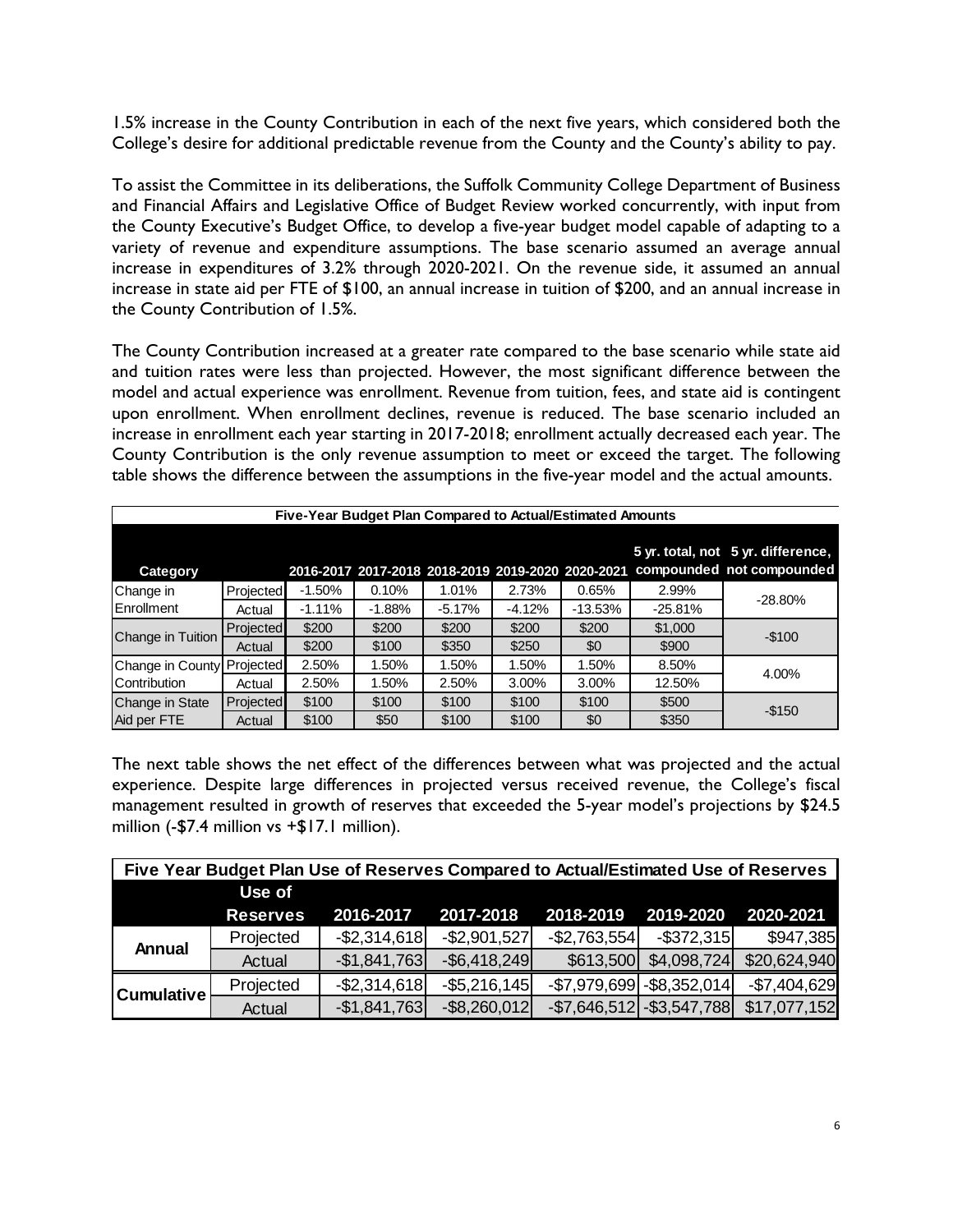1.5% increase in the County Contribution in each of the next five years, which considered both the College's desire for additional predictable revenue from the County and the County's ability to pay.

To assist the Committee in its deliberations, the Suffolk Community College Department of Business and Financial Affairs and Legislative Office of Budget Review worked concurrently, with input from the County Executive's Budget Office, to develop a five-year budget model capable of adapting to a variety of revenue and expenditure assumptions. The base scenario assumed an average annual increase in expenditures of 3.2% through 2020-2021. On the revenue side, it assumed an annual increase in state aid per FTE of $100, an annual increase in tuition of $200, and an annual increase in the County Contribution of 1.5%.

The County Contribution increased at a greater rate compared to the base scenario while state aid and tuition rates were less than projected. However, the most significant difference between the model and actual experience was enrollment. Revenue from tuition, fees, and state aid is contingent upon enrollment. When enrollment declines, revenue is reduced. The base scenario included an increase in enrollment each year starting in 2017-2018; enrollment actually decreased each year. The County Contribution is the only revenue assumption to meet or exceed the target. The following table shows the difference between the assumptions in the five-year model and the actual amounts.

**Five-Year Budget Plan Compared to Actual/Estimated Amounts**

| Category | | 2016-2017 | 2017-2018 | 2018-2019 | 2019-2020 | 2020-2021 | 5 yr. total, not compounded | 5 yr. difference, not compounded |
|---|---|---|---|---|---|---|---|---|
| Change in Enrollment | Projected | -1.50% | 0.10% | 1.01% | 2.73% | 0.65% | 2.99% | -28.80% |
| | Actual | -1.11% | -1.88% | -5.17% | -4.12% | -13.53% | -25.81% | |
| Change in Tuition | Projected | $200 | $200 | $200 | $200 | $200 | $1,000 | -$100 |
| | Actual | $200 | $100 | $350 | $250 | $0 | $900 | |
| Change in County Contribution | Projected | 2.50% | 1.50% | 1.50% | 1.50% | 1.50% | 8.50% | 4.00% |
| | Actual | 2.50% | 1.50% | 2.50% | 3.00% | 3.00% | 12.50% | |
| Change in State Aid per FTE | Projected | $100 | $100 | $100 | $100 | $100 | $500 | -$150 |
| | Actual | $100 | $50 | $100 | $100 | $0 | $350 | |

The next table shows the net effect of the differences between what was projected and the actual experience. Despite large differences in projected versus received revenue, the College's fiscal management resulted in growth of reserves that exceeded the 5-year model's projections by $24.5 million (-$7.4 million vs +$17.1 million).

**Five Year Budget Plan Use of Reserves Compared to Actual/Estimated Use of Reserves**

| | Use of Reserves | 2016-2017 | 2017-2018 | 2018-2019 | 2019-2020 | 2020-2021 |
|---|---|---|---|---|---|---|
| Annual | Projected | -$2,314,618 | -$2,901,527 | -$2,763,554 | -$372,315 | $947,385 |
| | Actual | -$1,841,763 | -$6,418,249 | $613,500 | $4,098,724 | $20,624,940 |
| Cumulative | Projected | -$2,314,618 | -$5,216,145 | -$7,979,699 | -$8,352,014 | -$7,404,629 |
| | Actual | -$1,841,763 | -$8,260,012 | -$7,646,512 | -$3,547,788 | $17,077,152 |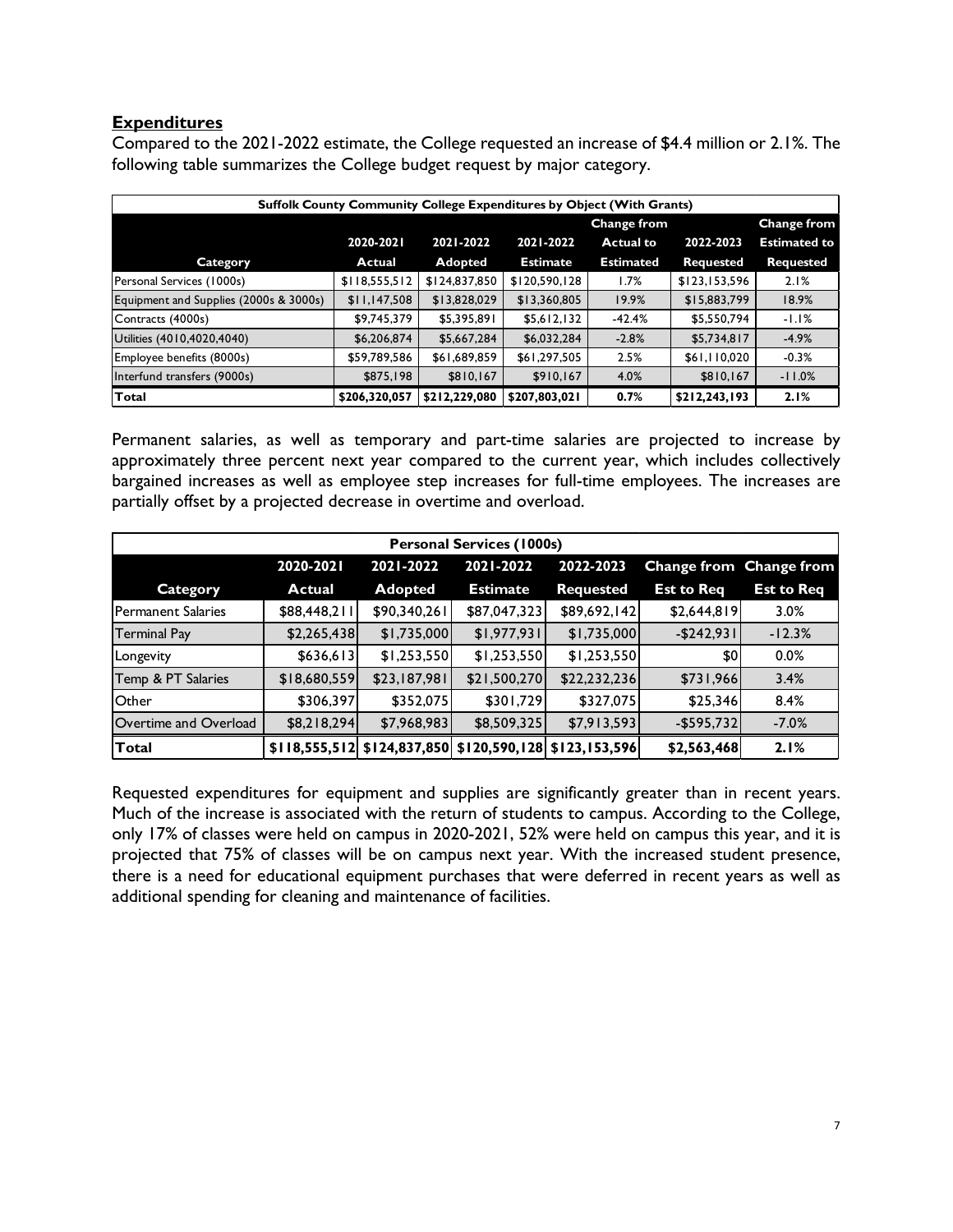## Expenditures

Compared to the 2021-2022 estimate, the College requested an increase of $4.4 million or 2.1%. The following table summarizes the College budget request by major category.

| Suffolk County Community College Expenditures by Object (With Grants) | | | | | | |
|---|---|---|---|---|---|---|
| Category | 2020-2021 Actual | 2021-2022 Adopted | 2021-2022 Estimate | Change from Actual to Estimated | 2022-2023 Requested | Change from Estimated to Requested |
| Personal Services (1000s) | $118,555,512 | $124,837,850 | $120,590,128 | 1.7% | $123,153,596 | 2.1% |
| Equipment and Supplies (2000s & 3000s) | $11,147,508 | $13,828,029 | $13,360,805 | 19.9% | $15,883,799 | 18.9% |
| Contracts (4000s) | $9,745,379 | $5,395,891 | $5,612,132 | -42.4% | $5,550,794 | -1.1% |
| Utilities (4010,4020,4040) | $6,206,874 | $5,667,284 | $6,032,284 | -2.8% | $5,734,817 | -4.9% |
| Employee benefits (8000s) | $59,789,586 | $61,689,859 | $61,297,505 | 2.5% | $61,110,020 | -0.3% |
| Interfund transfers (9000s) | $875,198 | $810,167 | $910,167 | 4.0% | $810,167 | -11.0% |
| **Total** | **$206,320,057** | **$212,229,080** | **$207,803,021** | **0.7%** | **$212,243,193** | **2.1%** |

Permanent salaries, as well as temporary and part-time salaries are projected to increase by approximately three percent next year compared to the current year, which includes collectively bargained increases as well as employee step increases for full-time employees. The increases are partially offset by a projected decrease in overtime and overload.

| Personal Services (1000s) | | | | | | |
|---|---|---|---|---|---|---|
| Category | 2020-2021 Actual | 2021-2022 Adopted | 2021-2022 Estimate | 2022-2023 Requested | Change from Est to Req | Change from Est to Req |
| Permanent Salaries | $88,448,211 | $90,340,261 | $87,047,323 | $89,692,142 | $2,644,819 | 3.0% |
| Terminal Pay | $2,265,438 | $1,735,000 | $1,977,931 | $1,735,000 | -$242,931 | -12.3% |
| Longevity | $636,613 | $1,253,550 | $1,253,550 | $1,253,550 | $0 | 0.0% |
| Temp & PT Salaries | $18,680,559 | $23,187,981 | $21,500,270 | $22,232,236 | $731,966 | 3.4% |
| Other | $306,397 | $352,075 | $301,729 | $327,075 | $25,346 | 8.4% |
| Overtime and Overload | $8,218,294 | $7,968,983 | $8,509,325 | $7,913,593 | -$595,732 | -7.0% |
| **Total** | **$118,555,512** | **$124,837,850** | **$120,590,128** | **$123,153,596** | **$2,563,468** | **2.1%** |

Requested expenditures for equipment and supplies are significantly greater than in recent years. Much of the increase is associated with the return of students to campus. According to the College, only 17% of classes were held on campus in 2020-2021, 52% were held on campus this year, and it is projected that 75% of classes will be on campus next year. With the increased student presence, there is a need for educational equipment purchases that were deferred in recent years as well as additional spending for cleaning and maintenance of facilities.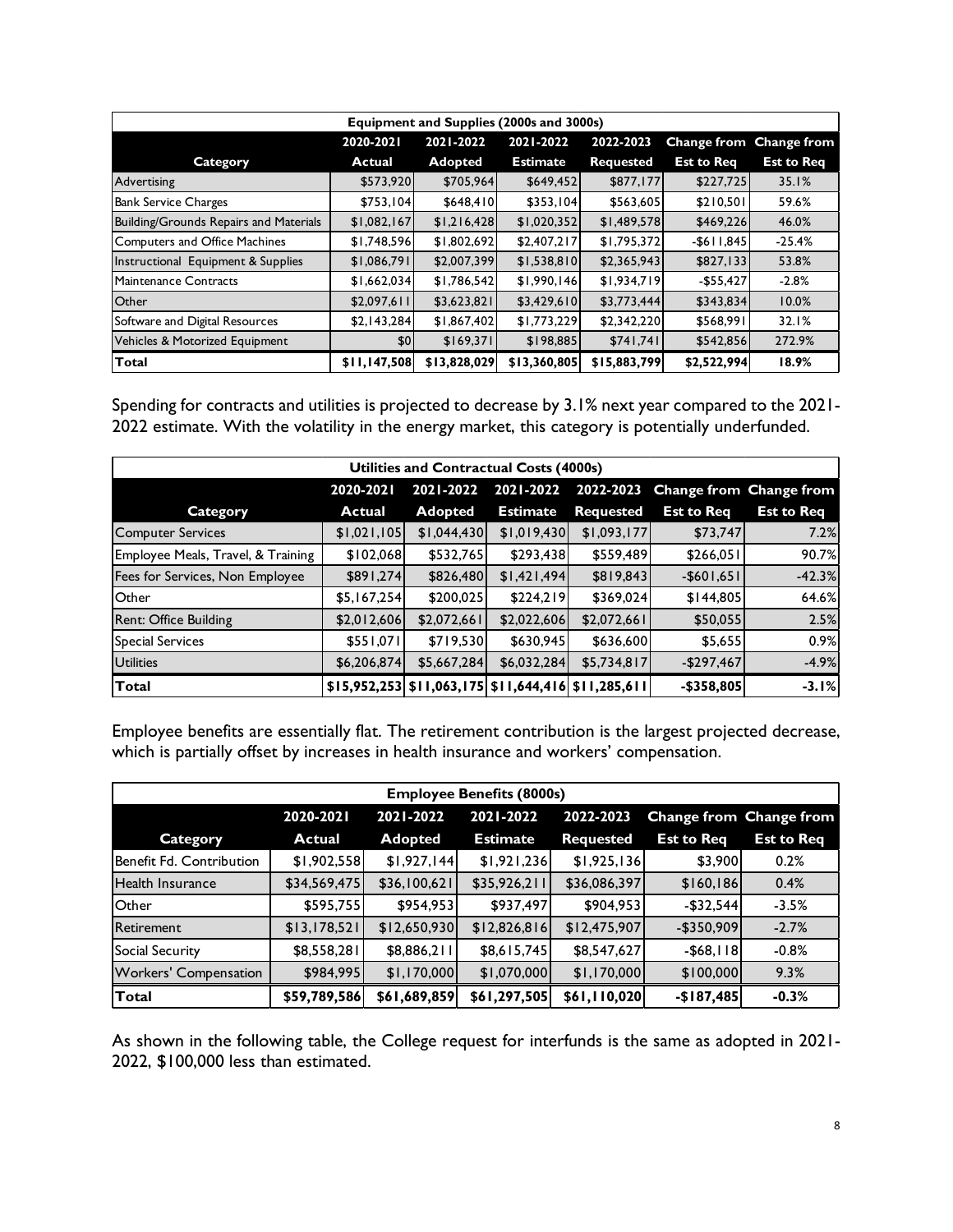| Equipment and Supplies (2000s and 3000s) | | | | | | |
|---|---|---|---|---|---|---|
| **Category** | **2020-2021 Actual** | **2021-2022 Adopted** | **2021-2022 Estimate** | **2022-2023 Requested** | **Change from Est to Req** | **Change from Est to Req** |
| Advertising | $573,920 | $705,964 | $649,452 | $877,177 | $227,725 | 35.1% |
| Bank Service Charges | $753,104 | $648,410 | $353,104 | $563,605 | $210,501 | 59.6% |
| Building/Grounds Repairs and Materials | $1,082,167 | $1,216,428 | $1,020,352 | $1,489,578 | $469,226 | 46.0% |
| Computers and Office Machines | $1,748,596 | $1,802,692 | $2,407,217 | $1,795,372 | -$611,845 | -25.4% |
| Instructional Equipment & Supplies | $1,086,791 | $2,007,399 | $1,538,810 | $2,365,943 | $827,133 | 53.8% |
| Maintenance Contracts | $1,662,034 | $1,786,542 | $1,990,146 | $1,934,719 | -$55,427 | -2.8% |
| Other | $2,097,611 | $3,623,821 | $3,429,610 | $3,773,444 | $343,834 | 10.0% |
| Software and Digital Resources | $2,143,284 | $1,867,402 | $1,773,229 | $2,342,220 | $568,991 | 32.1% |
| Vehicles & Motorized Equipment | $0 | $169,371 | $198,885 | $741,741 | $542,856 | 272.9% |
| **Total** | **$11,147,508** | **$13,828,029** | **$13,360,805** | **$15,883,799** | **$2,522,994** | **18.9%** |

Spending for contracts and utilities is projected to decrease by 3.1% next year compared to the 2021-2022 estimate. With the volatility in the energy market, this category is potentially underfunded.

| Utilities and Contractual Costs (4000s) | | | | | | |
|---|---|---|---|---|---|---|
| **Category** | **2020-2021 Actual** | **2021-2022 Adopted** | **2021-2022 Estimate** | **2022-2023 Requested** | **Change from Est to Req** | **Change from Est to Req** |
| Computer Services | $1,021,105 | $1,044,430 | $1,019,430 | $1,093,177 | $73,747 | 7.2% |
| Employee Meals, Travel, & Training | $102,068 | $532,765 | $293,438 | $559,489 | $266,051 | 90.7% |
| Fees for Services, Non Employee | $891,274 | $826,480 | $1,421,494 | $819,843 | -$601,651 | -42.3% |
| Other | $5,167,254 | $200,025 | $224,219 | $369,024 | $144,805 | 64.6% |
| Rent: Office Building | $2,012,606 | $2,072,661 | $2,022,606 | $2,072,661 | $50,055 | 2.5% |
| Special Services | $551,071 | $719,530 | $630,945 | $636,600 | $5,655 | 0.9% |
| Utilities | $6,206,874 | $5,667,284 | $6,032,284 | $5,734,817 | -$297,467 | -4.9% |
| **Total** | **$15,952,253** | **$11,063,175** | **$11,644,416** | **$11,285,611** | **-$358,805** | **-3.1%** |

Employee benefits are essentially flat. The retirement contribution is the largest projected decrease, which is partially offset by increases in health insurance and workers' compensation.

| Employee Benefits (8000s) | | | | | | |
|---|---|---|---|---|---|---|
| **Category** | **2020-2021 Actual** | **2021-2022 Adopted** | **2021-2022 Estimate** | **2022-2023 Requested** | **Change from Est to Req** | **Change from Est to Req** |
| Benefit Fd. Contribution | $1,902,558 | $1,927,144 | $1,921,236 | $1,925,136 | $3,900 | 0.2% |
| Health Insurance | $34,569,475 | $36,100,621 | $35,926,211 | $36,086,397 | $160,186 | 0.4% |
| Other | $595,755 | $954,953 | $937,497 | $904,953 | -$32,544 | -3.5% |
| Retirement | $13,178,521 | $12,650,930 | $12,826,816 | $12,475,907 | -$350,909 | -2.7% |
| Social Security | $8,558,281 | $8,886,211 | $8,615,745 | $8,547,627 | -$68,118 | -0.8% |
| Workers' Compensation | $984,995 | $1,170,000 | $1,070,000 | $1,170,000 | $100,000 | 9.3% |
| **Total** | **$59,789,586** | **$61,689,859** | **$61,297,505** | **$61,110,020** | **-$187,485** | **-0.3%** |

As shown in the following table, the College request for interfunds is the same as adopted in 2021-2022, $100,000 less than estimated.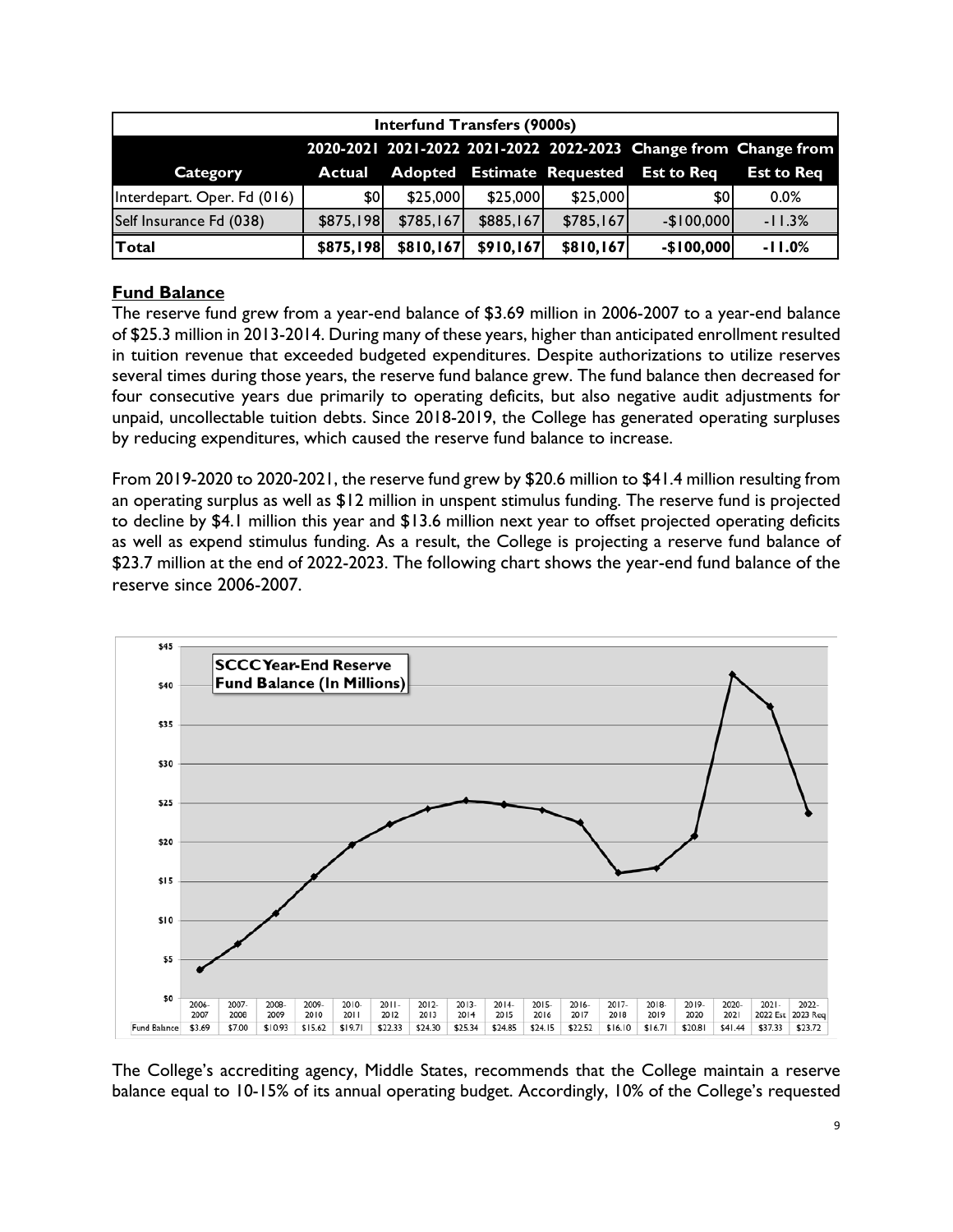| Interfund Transfers (9000s) | | | | | | |
|---|---|---|---|---|---|---|
| **Category** | **2020-2021 Actual** | **2021-2022 Adopted** | **2021-2022 Estimate** | **2022-2023 Requested** | **Change from Est to Req** | **Change from Est to Req** |
| Interdepart. Oper. Fd (016) | $0 | $25,000 | $25,000 | $25,000 | $0 | 0.0% |
| Self Insurance Fd (038) | $875,198 | $785,167 | $885,167 | $785,167 | -$100,000 | -11.3% |
| **Total** | **$875,198** | **$810,167** | **$910,167** | **$810,167** | **-$100,000** | **-11.0%** |

## Fund Balance

The reserve fund grew from a year-end balance of $3.69 million in 2006-2007 to a year-end balance of $25.3 million in 2013-2014. During many of these years, higher than anticipated enrollment resulted in tuition revenue that exceeded budgeted expenditures. Despite authorizations to utilize reserves several times during those years, the reserve fund balance grew. The fund balance then decreased for four consecutive years due primarily to operating deficits, but also negative audit adjustments for unpaid, uncollectable tuition debts. Since 2018-2019, the College has generated operating surpluses by reducing expenditures, which caused the reserve fund balance to increase.

From 2019-2020 to 2020-2021, the reserve fund grew by $20.6 million to $41.4 million resulting from an operating surplus as well as $12 million in unspent stimulus funding. The reserve fund is projected to decline by $4.1 million this year and $13.6 million next year to offset projected operating deficits as well as expend stimulus funding. As a result, the College is projecting a reserve fund balance of $23.7 million at the end of 2022-2023. The following chart shows the year-end fund balance of the reserve since 2006-2007.

**SCCC Year-End Reserve Fund Balance (In Millions)**

| | 2006-2007 | 2007-2008 | 2008-2009 | 2009-2010 | 2010-2011 | 2011-2012 | 2012-2013 | 2013-2014 | 2014-2015 | 2015-2016 | 2016-2017 | 2017-2018 | 2018-2019 | 2019-2020 | 2020-2021 | 2021-2022 Est | 2022-2023 Req |
|---|---|---|---|---|---|---|---|---|---|---|---|---|---|---|---|---|---|
| Fund Balance | $3.69 | $7.00 | $10.93 | $15.62 | $19.71 | $22.33 | $24.30 | $25.34 | $24.85 | $24.15 | $22.52 | $16.10 | $16.71 | $20.81 | $41.44 | $37.33 | $23.72 |

The College's accrediting agency, Middle States, recommends that the College maintain a reserve balance equal to 10-15% of its annual operating budget. Accordingly, 10% of the College's requested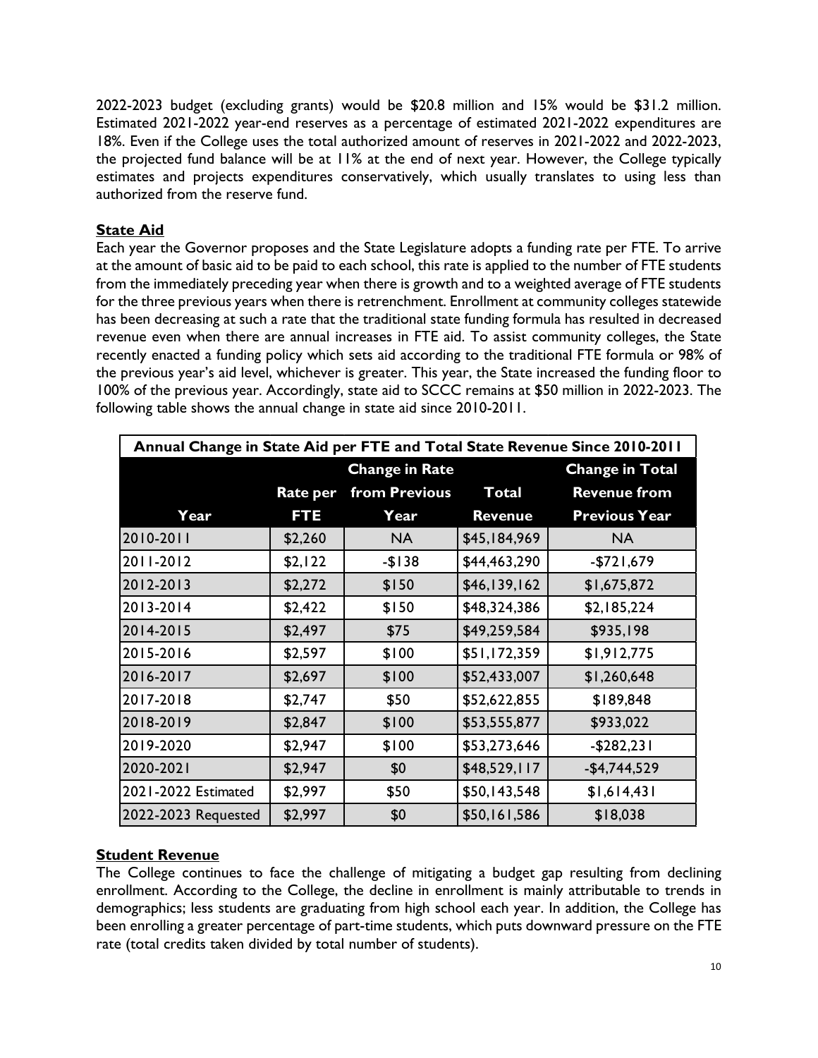2022-2023 budget (excluding grants) would be $20.8 million and 15% would be $31.2 million. Estimated 2021-2022 year-end reserves as a percentage of estimated 2021-2022 expenditures are 18%. Even if the College uses the total authorized amount of reserves in 2021-2022 and 2022-2023, the projected fund balance will be at 11% at the end of next year. However, the College typically estimates and projects expenditures conservatively, which usually translates to using less than authorized from the reserve fund.

## State Aid

Each year the Governor proposes and the State Legislature adopts a funding rate per FTE. To arrive at the amount of basic aid to be paid to each school, this rate is applied to the number of FTE students from the immediately preceding year when there is growth and to a weighted average of FTE students for the three previous years when there is retrenchment. Enrollment at community colleges statewide has been decreasing at such a rate that the traditional state funding formula has resulted in decreased revenue even when there are annual increases in FTE aid. To assist community colleges, the State recently enacted a funding policy which sets aid according to the traditional FTE formula or 98% of the previous year's aid level, whichever is greater. This year, the State increased the funding floor to 100% of the previous year. Accordingly, state aid to SCCC remains at $50 million in 2022-2023. The following table shows the annual change in state aid since 2010-2011.

| Annual Change in State Aid per FTE and Total State Revenue Since 2010-2011 | | | | |
|---|---|---|---|---|
| Year | Rate per FTE | Change in Rate from Previous Year | Total Revenue | Change in Total Revenue from Previous Year |
| 2010-2011 | $2,260 | NA | $45,184,969 | NA |
| 2011-2012 | $2,122 | -$138 | $44,463,290 | -$721,679 |
| 2012-2013 | $2,272 | $150 | $46,139,162 | $1,675,872 |
| 2013-2014 | $2,422 | $150 | $48,324,386 | $2,185,224 |
| 2014-2015 | $2,497 | $75 | $49,259,584 | $935,198 |
| 2015-2016 | $2,597 | $100 | $51,172,359 | $1,912,775 |
| 2016-2017 | $2,697 | $100 | $52,433,007 | $1,260,648 |
| 2017-2018 | $2,747 | $50 | $52,622,855 | $189,848 |
| 2018-2019 | $2,847 | $100 | $53,555,877 | $933,022 |
| 2019-2020 | $2,947 | $100 | $53,273,646 | -$282,231 |
| 2020-2021 | $2,947 | $0 | $48,529,117 | -$4,744,529 |
| 2021-2022 Estimated | $2,997 | $50 | $50,143,548 | $1,614,431 |
| 2022-2023 Requested | $2,997 | $0 | $50,161,586 | $18,038 |

## Student Revenue

The College continues to face the challenge of mitigating a budget gap resulting from declining enrollment. According to the College, the decline in enrollment is mainly attributable to trends in demographics; less students are graduating from high school each year. In addition, the College has been enrolling a greater percentage of part-time students, which puts downward pressure on the FTE rate (total credits taken divided by total number of students).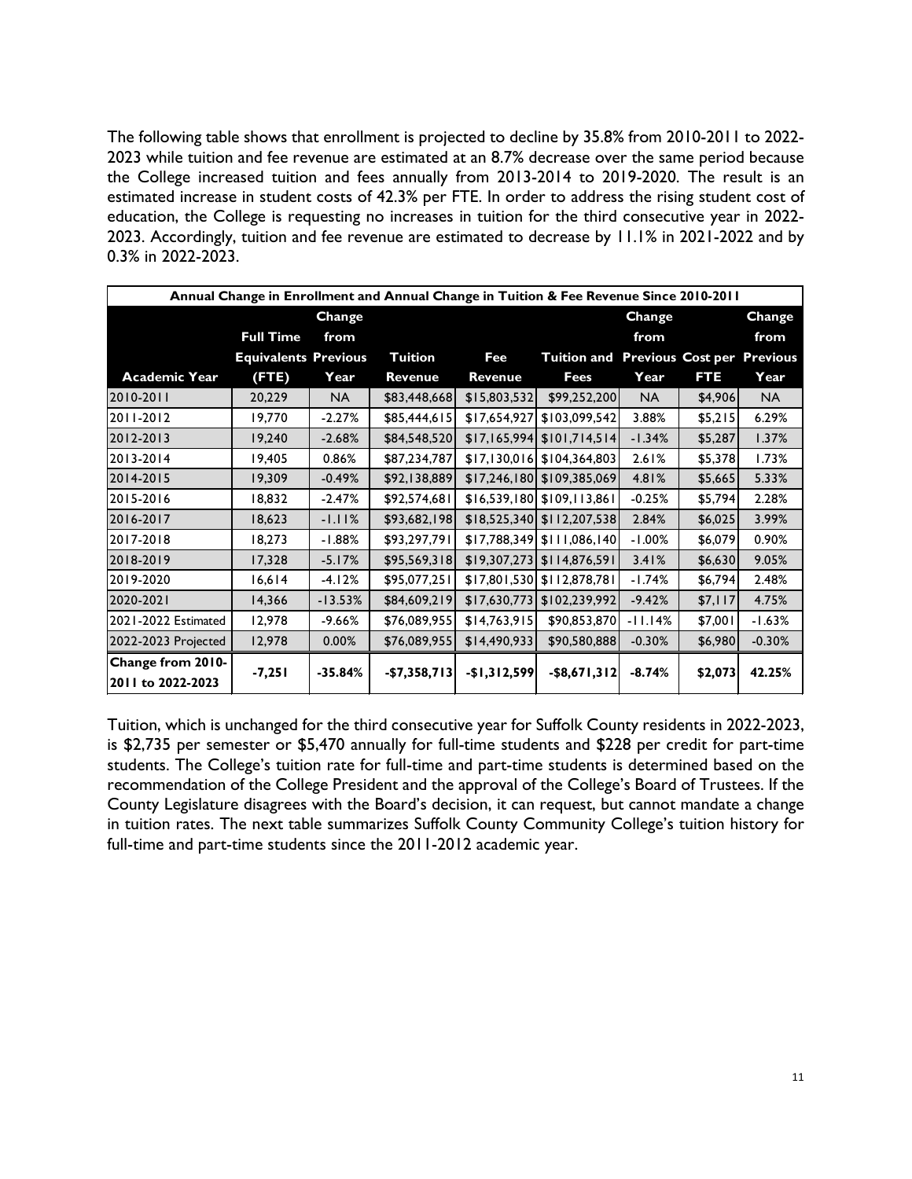The following table shows that enrollment is projected to decline by 35.8% from 2010-2011 to 2022-2023 while tuition and fee revenue are estimated at an 8.7% decrease over the same period because the College increased tuition and fees annually from 2013-2014 to 2019-2020. The result is an estimated increase in student costs of 42.3% per FTE. In order to address the rising student cost of education, the College is requesting no increases in tuition for the third consecutive year in 2022-2023. Accordingly, tuition and fee revenue are estimated to decrease by 11.1% in 2021-2022 and by 0.3% in 2022-2023.

| Annual Change in Enrollment and Annual Change in Tuition & Fee Revenue Since 2010-2011 | | | | | | | | |
|---|---|---|---|---|---|---|---|---|
| **Academic Year** | **Full Time Equivalents (FTE)** | **Change from Previous Year** | **Tuition Revenue** | **Fee Revenue** | **Tuition and Fees** | **Change from Previous Year** | **Cost per FTE** | **Change from Previous Year** |
| 2010-2011 | 20,229 | NA | $83,448,668 | $15,803,532 | $99,252,200 | NA | $4,906 | NA |
| 2011-2012 | 19,770 | -2.27% | $85,444,615 | $17,654,927 | $103,099,542 | 3.88% | $5,215 | 6.29% |
| 2012-2013 | 19,240 | -2.68% | $84,548,520 | $17,165,994 | $101,714,514 | -1.34% | $5,287 | 1.37% |
| 2013-2014 | 19,405 | 0.86% | $87,234,787 | $17,130,016 | $104,364,803 | 2.61% | $5,378 | 1.73% |
| 2014-2015 | 19,309 | -0.49% | $92,138,889 | $17,246,180 | $109,385,069 | 4.81% | $5,665 | 5.33% |
| 2015-2016 | 18,832 | -2.47% | $92,574,681 | $16,539,180 | $109,113,861 | -0.25% | $5,794 | 2.28% |
| 2016-2017 | 18,623 | -1.11% | $93,682,198 | $18,525,340 | $112,207,538 | 2.84% | $6,025 | 3.99% |
| 2017-2018 | 18,273 | -1.88% | $93,297,791 | $17,788,349 | $111,086,140 | -1.00% | $6,079 | 0.90% |
| 2018-2019 | 17,328 | -5.17% | $95,569,318 | $19,307,273 | $114,876,591 | 3.41% | $6,630 | 9.05% |
| 2019-2020 | 16,614 | -4.12% | $95,077,251 | $17,801,530 | $112,878,781 | -1.74% | $6,794 | 2.48% |
| 2020-2021 | 14,366 | -13.53% | $84,609,219 | $17,630,773 | $102,239,992 | -9.42% | $7,117 | 4.75% |
| 2021-2022 Estimated | 12,978 | -9.66% | $76,089,955 | $14,763,915 | $90,853,870 | -11.14% | $7,001 | -1.63% |
| 2022-2023 Projected | 12,978 | 0.00% | $76,089,955 | $14,490,933 | $90,580,888 | -0.30% | $6,980 | -0.30% |
| **Change from 2010-2011 to 2022-2023** | **-7,251** | **-35.84%** | **-$7,358,713** | **-$1,312,599** | **-$8,671,312** | **-8.74%** | **$2,073** | **42.25%** |

Tuition, which is unchanged for the third consecutive year for Suffolk County residents in 2022-2023, is $2,735 per semester or $5,470 annually for full-time students and $228 per credit for part-time students. The College's tuition rate for full-time and part-time students is determined based on the recommendation of the College President and the approval of the College's Board of Trustees. If the County Legislature disagrees with the Board's decision, it can request, but cannot mandate a change in tuition rates. The next table summarizes Suffolk County Community College's tuition history for full-time and part-time students since the 2011-2012 academic year.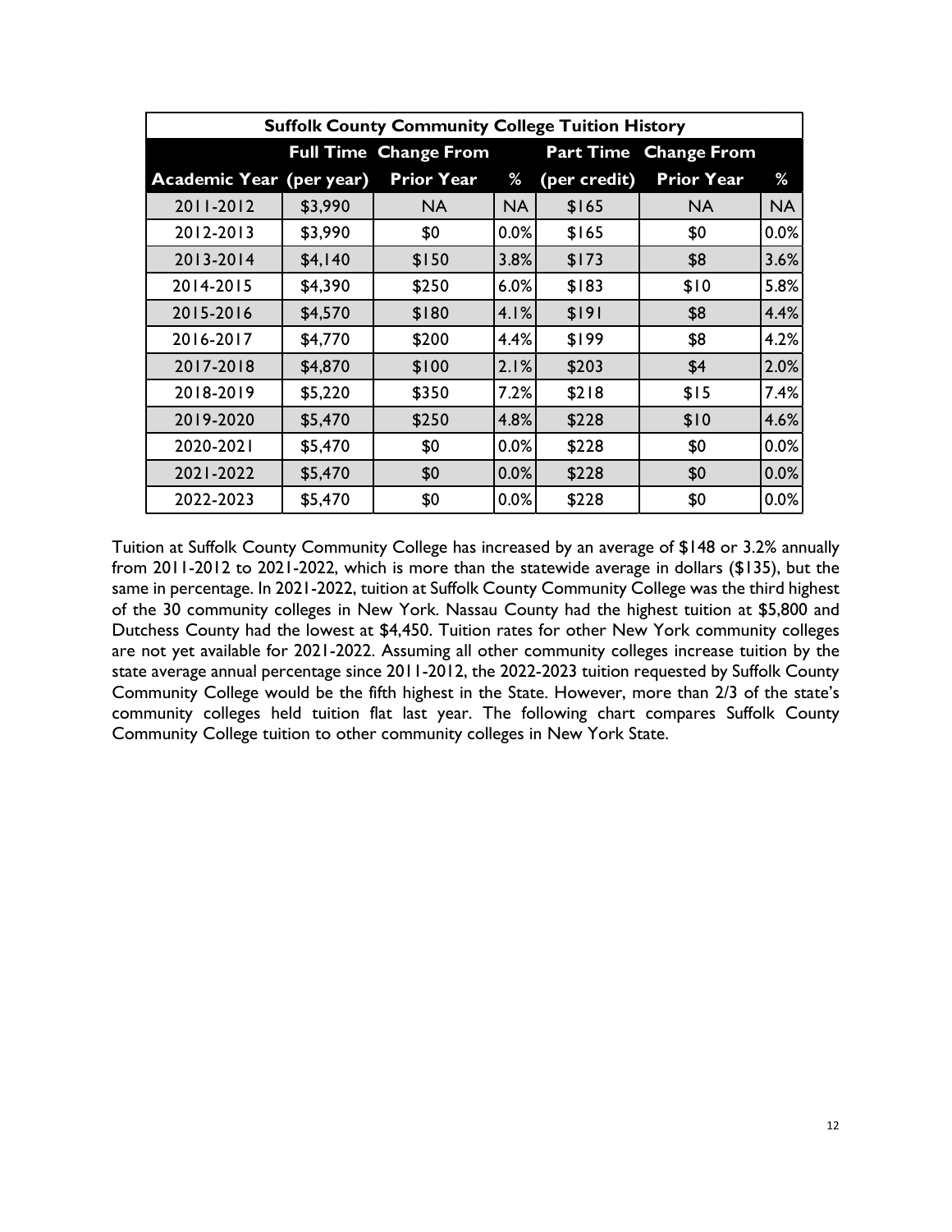| Suffolk County Community College Tuition History | | | | | | |
|---|---|---|---|---|---|---|
| Academic Year | Full Time (per year) | Change From Prior Year | % | Part Time (per credit) | Change From Prior Year | % |
| 2011-2012 | $3,990 | NA | NA | $165 | NA | NA |
| 2012-2013 | $3,990 | $0 | 0.0% | $165 | $0 | 0.0% |
| 2013-2014 | $4,140 | $150 | 3.8% | $173 | $8 | 3.6% |
| 2014-2015 | $4,390 | $250 | 6.0% | $183 | $10 | 5.8% |
| 2015-2016 | $4,570 | $180 | 4.1% | $191 | $8 | 4.4% |
| 2016-2017 | $4,770 | $200 | 4.4% | $199 | $8 | 4.2% |
| 2017-2018 | $4,870 | $100 | 2.1% | $203 | $4 | 2.0% |
| 2018-2019 | $5,220 | $350 | 7.2% | $218 | $15 | 7.4% |
| 2019-2020 | $5,470 | $250 | 4.8% | $228 | $10 | 4.6% |
| 2020-2021 | $5,470 | $0 | 0.0% | $228 | $0 | 0.0% |
| 2021-2022 | $5,470 | $0 | 0.0% | $228 | $0 | 0.0% |
| 2022-2023 | $5,470 | $0 | 0.0% | $228 | $0 | 0.0% |

Tuition at Suffolk County Community College has increased by an average of $148 or 3.2% annually from 2011-2012 to 2021-2022, which is more than the statewide average in dollars ($135), but the same in percentage. In 2021-2022, tuition at Suffolk County Community College was the third highest of the 30 community colleges in New York. Nassau County had the highest tuition at $5,800 and Dutchess County had the lowest at $4,450. Tuition rates for other New York community colleges are not yet available for 2021-2022. Assuming all other community colleges increase tuition by the state average annual percentage since 2011-2012, the 2022-2023 tuition requested by Suffolk County Community College would be the fifth highest in the State. However, more than 2/3 of the state's community colleges held tuition flat last year. The following chart compares Suffolk County Community College tuition to other community colleges in New York State.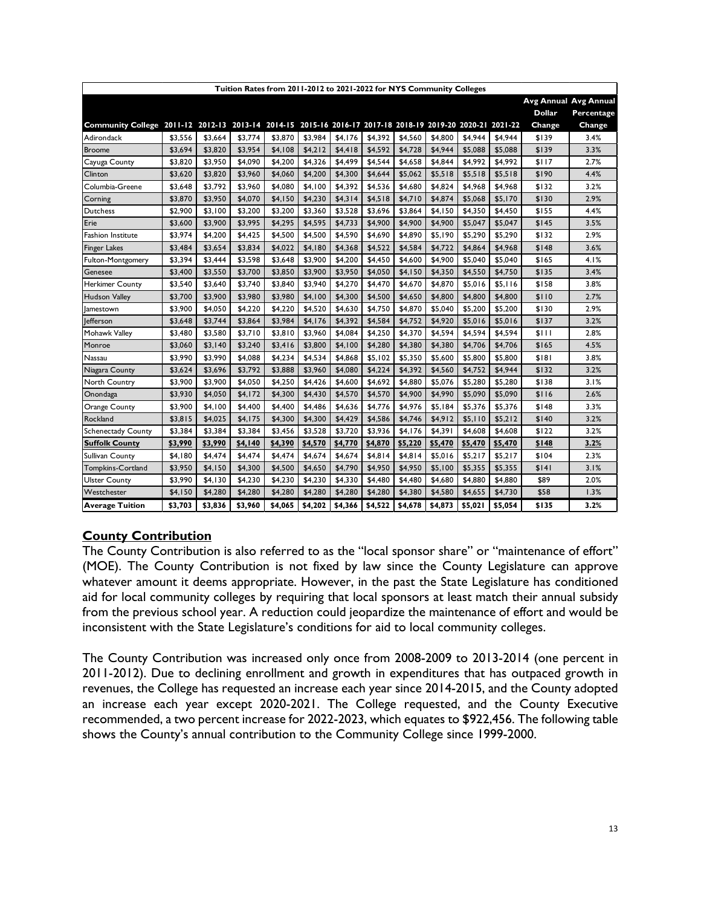| Tuition Rates from 2011-2012 to 2021-2022 for NYS Community Colleges | | | | | | | | | | | | | |
|---|---|---|---|---|---|---|---|---|---|---|---|---|---|
| **Community College** | **2011-12** | **2012-13** | **2013-14** | **2014-15** | **2015-16** | **2016-17** | **2017-18** | **2018-19** | **2019-20** | **2020-21** | **2021-22** | **Avg Annual Dollar Change** | **Avg Annual Percentage Change** |
| Adirondack | $3,556 | $3,664 | $3,774 | $3,870 | $3,984 | $4,176 | $4,392 | $4,560 | $4,800 | $4,944 | $4,944 | $139 | 3.4% |
| Broome | $3,694 | $3,820 | $3,954 | $4,108 | $4,212 | $4,418 | $4,592 | $4,728 | $4,944 | $5,088 | $5,088 | $139 | 3.3% |
| Cayuga County | $3,820 | $3,950 | $4,090 | $4,200 | $4,326 | $4,499 | $4,544 | $4,658 | $4,844 | $4,992 | $4,992 | $117 | 2.7% |
| Clinton | $3,620 | $3,820 | $3,960 | $4,060 | $4,200 | $4,300 | $4,644 | $5,062 | $5,518 | $5,518 | $5,518 | $190 | 4.4% |
| Columbia-Greene | $3,648 | $3,792 | $3,960 | $4,080 | $4,100 | $4,392 | $4,536 | $4,680 | $4,824 | $4,968 | $4,968 | $132 | 3.2% |
| Corning | $3,870 | $3,950 | $4,070 | $4,150 | $4,230 | $4,314 | $4,518 | $4,710 | $4,874 | $5,068 | $5,170 | $130 | 2.9% |
| Dutchess | $2,900 | $3,100 | $3,200 | $3,200 | $3,360 | $3,528 | $3,696 | $3,864 | $4,150 | $4,350 | $4,450 | $155 | 4.4% |
| Erie | $3,600 | $3,900 | $3,995 | $4,295 | $4,595 | $4,733 | $4,900 | $4,900 | $4,900 | $5,047 | $5,047 | $145 | 3.5% |
| Fashion Institute | $3,974 | $4,200 | $4,425 | $4,500 | $4,500 | $4,590 | $4,690 | $4,890 | $5,190 | $5,290 | $5,290 | $132 | 2.9% |
| Finger Lakes | $3,484 | $3,654 | $3,834 | $4,022 | $4,180 | $4,368 | $4,522 | $4,584 | $4,722 | $4,864 | $4,968 | $148 | 3.6% |
| Fulton-Montgomery | $3,394 | $3,444 | $3,598 | $3,648 | $3,900 | $4,200 | $4,450 | $4,600 | $4,900 | $5,040 | $5,040 | $165 | 4.1% |
| Genesee | $3,400 | $3,550 | $3,700 | $3,850 | $3,900 | $3,950 | $4,050 | $4,150 | $4,350 | $4,550 | $4,750 | $135 | 3.4% |
| Herkimer County | $3,540 | $3,640 | $3,740 | $3,840 | $3,940 | $4,270 | $4,470 | $4,670 | $4,870 | $5,016 | $5,116 | $158 | 3.8% |
| Hudson Valley | $3,700 | $3,900 | $3,980 | $3,980 | $4,100 | $4,300 | $4,500 | $4,650 | $4,800 | $4,800 | $4,800 | $110 | 2.7% |
| Jamestown | $3,900 | $4,050 | $4,220 | $4,520 | $4,630 | $4,750 | $4,870 | $5,040 | $5,200 | $5,200 | $5,200 | $130 | 2.9% |
| Jefferson | $3,648 | $3,744 | $3,864 | $3,984 | $4,176 | $4,392 | $4,584 | $4,752 | $4,920 | $5,016 | $5,016 | $137 | 3.2% |
| Mohawk Valley | $3,480 | $3,580 | $3,710 | $3,810 | $3,960 | $4,084 | $4,250 | $4,370 | $4,594 | $4,594 | $4,594 | $111 | 2.8% |
| Monroe | $3,060 | $3,140 | $3,240 | $3,416 | $3,800 | $4,100 | $4,280 | $4,380 | $4,380 | $4,706 | $4,706 | $165 | 4.5% |
| Nassau | $3,990 | $3,990 | $4,088 | $4,234 | $4,534 | $4,868 | $5,102 | $5,350 | $5,600 | $5,800 | $5,800 | $181 | 3.8% |
| Niagara County | $3,624 | $3,696 | $3,792 | $3,888 | $3,960 | $4,080 | $4,224 | $4,392 | $4,560 | $4,752 | $4,944 | $132 | 3.2% |
| North Country | $3,900 | $3,900 | $4,050 | $4,250 | $4,426 | $4,600 | $4,692 | $4,880 | $5,076 | $5,280 | $5,280 | $138 | 3.1% |
| Onondaga | $3,930 | $4,050 | $4,172 | $4,300 | $4,430 | $4,570 | $4,570 | $4,900 | $4,990 | $5,090 | $5,090 | $116 | 2.6% |
| Orange County | $3,900 | $4,100 | $4,400 | $4,400 | $4,486 | $4,636 | $4,776 | $4,976 | $5,184 | $5,376 | $5,376 | $148 | 3.3% |
| Rockland | $3,815 | $4,025 | $4,175 | $4,300 | $4,300 | $4,429 | $4,586 | $4,746 | $4,912 | $5,110 | $5,212 | $140 | 3.2% |
| Schenectady County | $3,384 | $3,384 | $3,384 | $3,456 | $3,528 | $3,720 | $3,936 | $4,176 | $4,391 | $4,608 | $4,608 | $122 | 3.2% |
| **Suffolk County** | **$3,990** | **$3,990** | **$4,140** | **$4,390** | **$4,570** | **$4,770** | **$4,870** | **$5,220** | **$5,470** | **$5,470** | **$5,470** | **$148** | **3.2%** |
| Sullivan County | $4,180 | $4,474 | $4,474 | $4,474 | $4,674 | $4,674 | $4,814 | $4,814 | $5,016 | $5,217 | $5,217 | $104 | 2.3% |
| Tompkins-Cortland | $3,950 | $4,150 | $4,300 | $4,500 | $4,650 | $4,790 | $4,950 | $4,950 | $5,100 | $5,355 | $5,355 | $141 | 3.1% |
| Ulster County | $3,990 | $4,130 | $4,230 | $4,230 | $4,230 | $4,330 | $4,480 | $4,480 | $4,680 | $4,880 | $4,880 | $89 | 2.0% |
| Westchester | $4,150 | $4,280 | $4,280 | $4,280 | $4,280 | $4,280 | $4,280 | $4,380 | $4,580 | $4,655 | $4,730 | $58 | 1.3% |
| **Average Tuition** | **$3,703** | **$3,836** | **$3,960** | **$4,065** | **$4,202** | **$4,366** | **$4,522** | **$4,678** | **$4,873** | **$5,021** | **$5,054** | **$135** | **3.2%** |

## County Contribution

The County Contribution is also referred to as the "local sponsor share" or "maintenance of effort" (MOE). The County Contribution is not fixed by law since the County Legislature can approve whatever amount it deems appropriate. However, in the past the State Legislature has conditioned aid for local community colleges by requiring that local sponsors at least match their annual subsidy from the previous school year. A reduction could jeopardize the maintenance of effort and would be inconsistent with the State Legislature's conditions for aid to local community colleges.

The County Contribution was increased only once from 2008-2009 to 2013-2014 (one percent in 2011-2012). Due to declining enrollment and growth in expenditures that has outpaced growth in revenues, the College has requested an increase each year since 2014-2015, and the County adopted an increase each year except 2020-2021. The College requested, and the County Executive recommended, a two percent increase for 2022-2023, which equates to $922,456. The following table shows the County's annual contribution to the Community College since 1999-2000.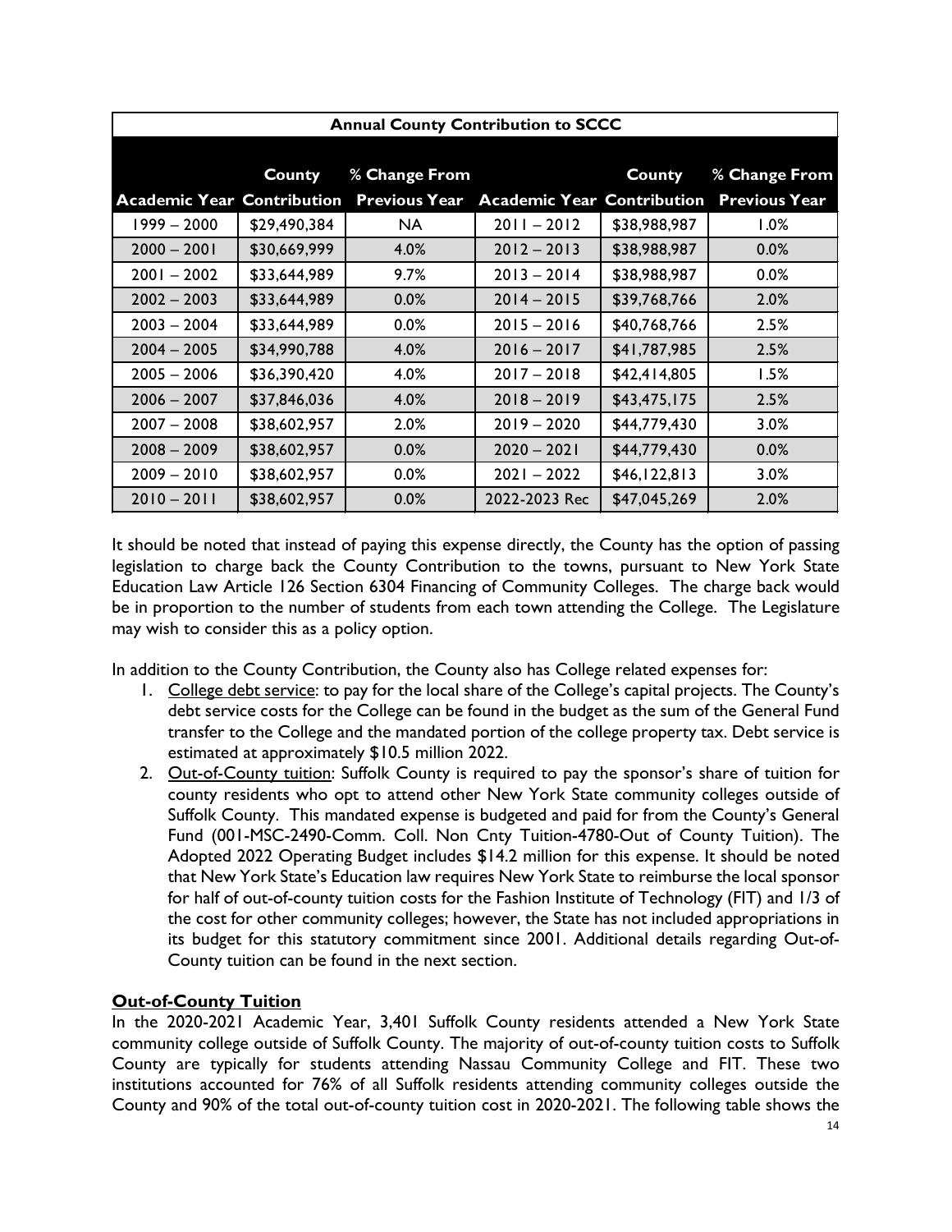| Annual County Contribution to SCCC | | | | | |
|---|---|---|---|---|---|
| Academic Year | County Contribution | % Change From Previous Year | Academic Year | County Contribution | % Change From Previous Year |
| 1999 – 2000 | $29,490,384 | NA | 2011 – 2012 | $38,988,987 | 1.0% |
| 2000 – 2001 | $30,669,999 | 4.0% | 2012 – 2013 | $38,988,987 | 0.0% |
| 2001 – 2002 | $33,644,989 | 9.7% | 2013 – 2014 | $38,988,987 | 0.0% |
| 2002 – 2003 | $33,644,989 | 0.0% | 2014 – 2015 | $39,768,766 | 2.0% |
| 2003 – 2004 | $33,644,989 | 0.0% | 2015 – 2016 | $40,768,766 | 2.5% |
| 2004 – 2005 | $34,990,788 | 4.0% | 2016 – 2017 | $41,787,985 | 2.5% |
| 2005 – 2006 | $36,390,420 | 4.0% | 2017 – 2018 | $42,414,805 | 1.5% |
| 2006 – 2007 | $37,846,036 | 4.0% | 2018 – 2019 | $43,475,175 | 2.5% |
| 2007 – 2008 | $38,602,957 | 2.0% | 2019 – 2020 | $44,779,430 | 3.0% |
| 2008 – 2009 | $38,602,957 | 0.0% | 2020 – 2021 | $44,779,430 | 0.0% |
| 2009 – 2010 | $38,602,957 | 0.0% | 2021 – 2022 | $46,122,813 | 3.0% |
| 2010 – 2011 | $38,602,957 | 0.0% | 2022-2023 Rec | $47,045,269 | 2.0% |

It should be noted that instead of paying this expense directly, the County has the option of passing legislation to charge back the County Contribution to the towns, pursuant to New York State Education Law Article 126 Section 6304 Financing of Community Colleges. The charge back would be in proportion to the number of students from each town attending the College. The Legislature may wish to consider this as a policy option.

In addition to the County Contribution, the County also has College related expenses for:

1. College debt service: to pay for the local share of the College's capital projects. The County's debt service costs for the College can be found in the budget as the sum of the General Fund transfer to the College and the mandated portion of the college property tax. Debt service is estimated at approximately $10.5 million 2022.
2. Out-of-County tuition: Suffolk County is required to pay the sponsor's share of tuition for county residents who opt to attend other New York State community colleges outside of Suffolk County. This mandated expense is budgeted and paid for from the County's General Fund (001-MSC-2490-Comm. Coll. Non Cnty Tuition-4780-Out of County Tuition). The Adopted 2022 Operating Budget includes $14.2 million for this expense. It should be noted that New York State's Education law requires New York State to reimburse the local sponsor for half of out-of-county tuition costs for the Fashion Institute of Technology (FIT) and 1/3 of the cost for other community colleges; however, the State has not included appropriations in its budget for this statutory commitment since 2001. Additional details regarding Out-of-County tuition can be found in the next section.

## Out-of-County Tuition

In the 2020-2021 Academic Year, 3,401 Suffolk County residents attended a New York State community college outside of Suffolk County. The majority of out-of-county tuition costs to Suffolk County are typically for students attending Nassau Community College and FIT. These two institutions accounted for 76% of all Suffolk residents attending community colleges outside the County and 90% of the total out-of-county tuition cost in 2020-2021. The following table shows the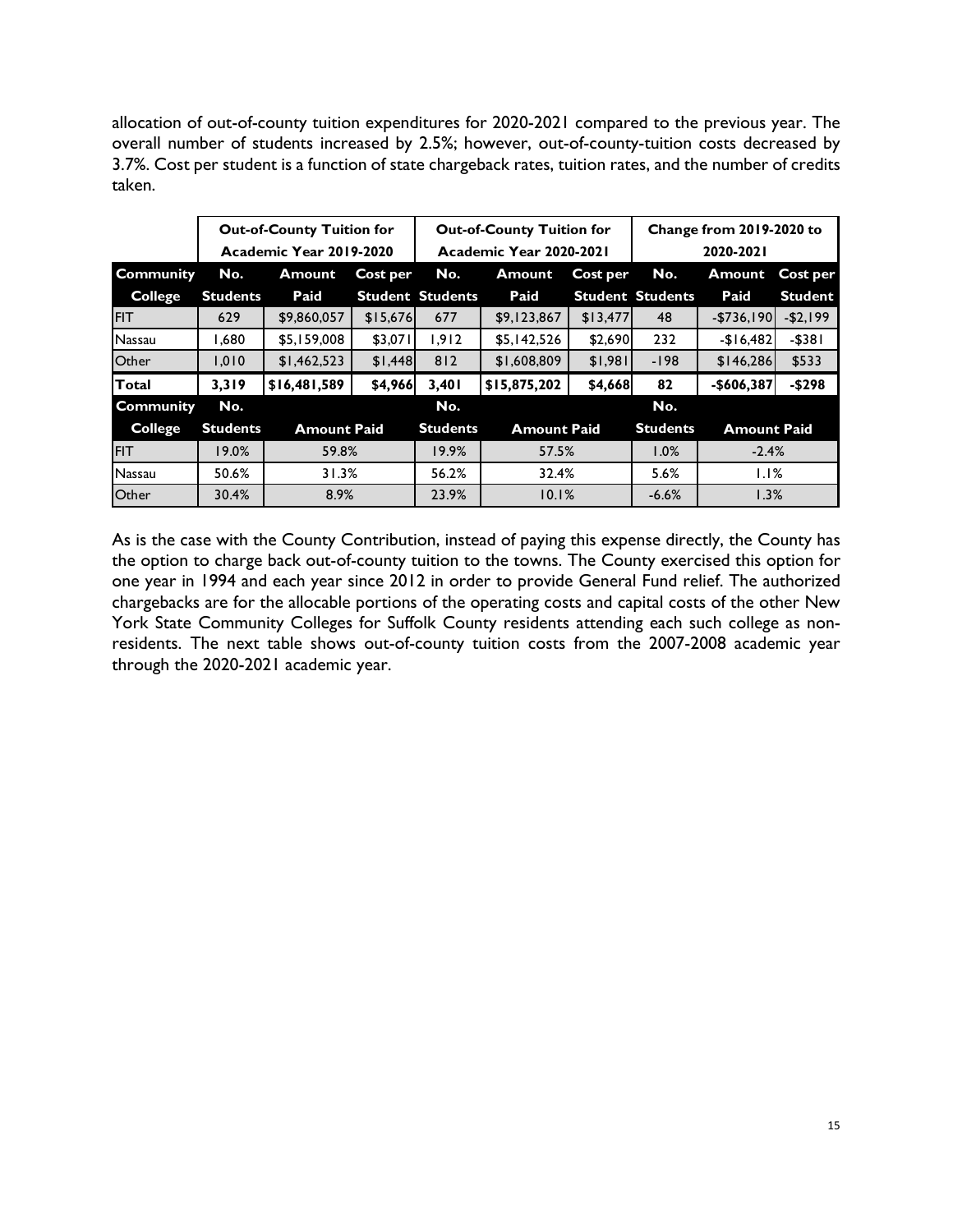allocation of out-of-county tuition expenditures for 2020-2021 compared to the previous year. The overall number of students increased by 2.5%; however, out-of-county-tuition costs decreased by 3.7%. Cost per student is a function of state chargeback rates, tuition rates, and the number of credits taken.

| | Out-of-County Tuition for Academic Year 2019-2020 | | | Out-of-County Tuition for Academic Year 2020-2021 | | | Change from 2019-2020 to 2020-2021 | | |
|---|---|---|---|---|---|---|---|---|---|
| **Community College** | **No. Students** | **Amount Paid** | **Cost per Student** | **No. Students** | **Amount Paid** | **Cost per Student** | **No. Students** | **Amount Paid** | **Cost per Student** |
| FIT | 629 | $9,860,057 | $15,676 | 677 | $9,123,867 | $13,477 | 48 | -$736,190 | -$2,199 |
| Nassau | 1,680 | $5,159,008 | $3,071 | 1,912 | $5,142,526 | $2,690 | 232 | -$16,482 | -$381 |
| Other | 1,010 | $1,462,523 | $1,448 | 812 | $1,608,809 | $1,981 | -198 | $146,286 | $533 |
| **Total** | **3,319** | **$16,481,589** | **$4,966** | **3,401** | **$15,875,202** | **$4,668** | **82** | **-$606,387** | **-$298** |
| **Community College** | **No. Students** | **Amount Paid** | | **No. Students** | **Amount Paid** | | **No. Students** | **Amount Paid** | |
| FIT | 19.0% | 59.8% | | 19.9% | 57.5% | | 1.0% | -2.4% | |
| Nassau | 50.6% | 31.3% | | 56.2% | 32.4% | | 5.6% | 1.1% | |
| Other | 30.4% | 8.9% | | 23.9% | 10.1% | | -6.6% | 1.3% | |

As is the case with the County Contribution, instead of paying this expense directly, the County has the option to charge back out-of-county tuition to the towns. The County exercised this option for one year in 1994 and each year since 2012 in order to provide General Fund relief. The authorized chargebacks are for the allocable portions of the operating costs and capital costs of the other New York State Community Colleges for Suffolk County residents attending each such college as non-residents. The next table shows out-of-county tuition costs from the 2007-2008 academic year through the 2020-2021 academic year.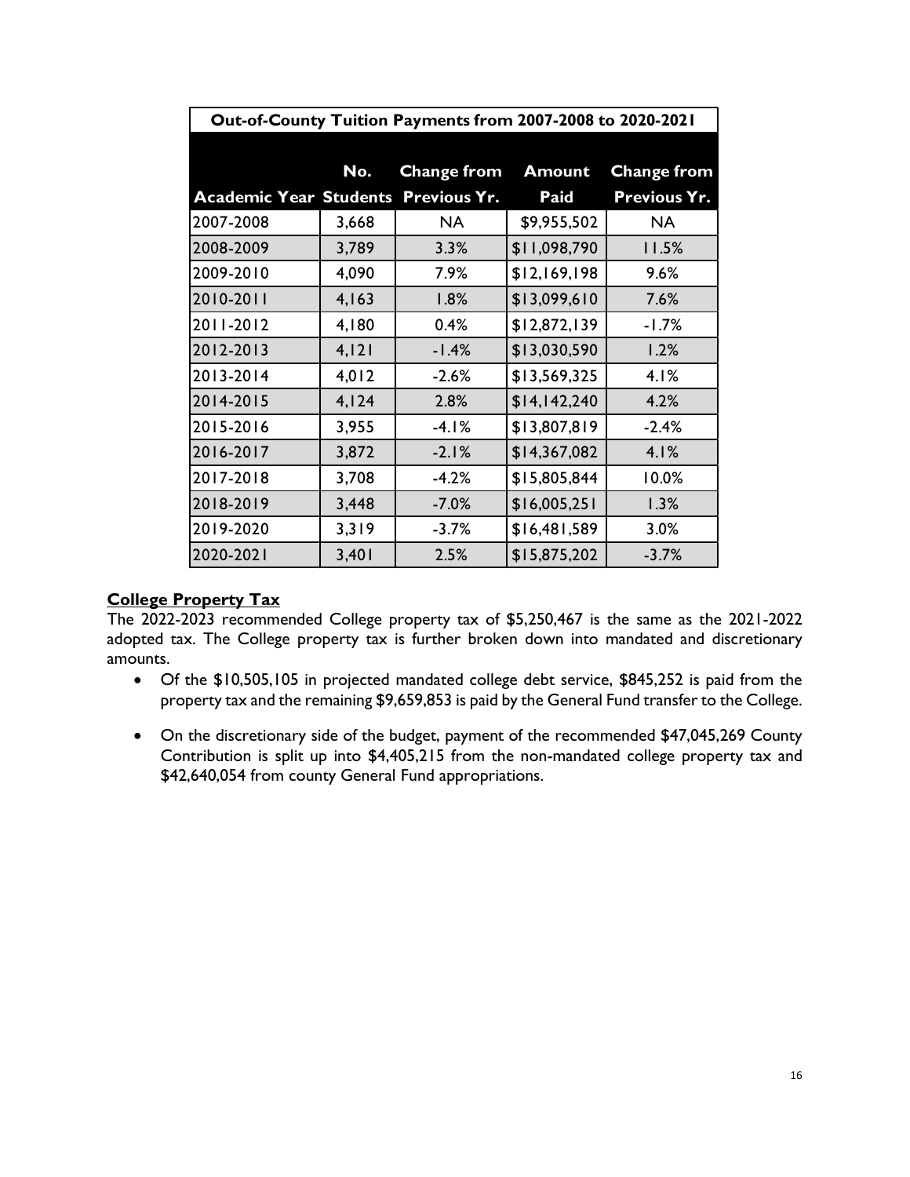| Out-of-County Tuition Payments from 2007-2008 to 2020-2021 | | | | |
|---|---|---|---|---|
| Academic Year | No. Students | Change from Previous Yr. | Amount Paid | Change from Previous Yr. |
| 2007-2008 | 3,668 | NA | $9,955,502 | NA |
| 2008-2009 | 3,789 | 3.3% | $11,098,790 | 11.5% |
| 2009-2010 | 4,090 | 7.9% | $12,169,198 | 9.6% |
| 2010-2011 | 4,163 | 1.8% | $13,099,610 | 7.6% |
| 2011-2012 | 4,180 | 0.4% | $12,872,139 | -1.7% |
| 2012-2013 | 4,121 | -1.4% | $13,030,590 | 1.2% |
| 2013-2014 | 4,012 | -2.6% | $13,569,325 | 4.1% |
| 2014-2015 | 4,124 | 2.8% | $14,142,240 | 4.2% |
| 2015-2016 | 3,955 | -4.1% | $13,807,819 | -2.4% |
| 2016-2017 | 3,872 | -2.1% | $14,367,082 | 4.1% |
| 2017-2018 | 3,708 | -4.2% | $15,805,844 | 10.0% |
| 2018-2019 | 3,448 | -7.0% | $16,005,251 | 1.3% |
| 2019-2020 | 3,319 | -3.7% | $16,481,589 | 3.0% |
| 2020-2021 | 3,401 | 2.5% | $15,875,202 | -3.7% |

**College Property Tax**

The 2022-2023 recommended College property tax of $5,250,467 is the same as the 2021-2022 adopted tax. The College property tax is further broken down into mandated and discretionary amounts.

- Of the $10,505,105 in projected mandated college debt service, $845,252 is paid from the property tax and the remaining $9,659,853 is paid by the General Fund transfer to the College.
- On the discretionary side of the budget, payment of the recommended $47,045,269 County Contribution is split up into $4,405,215 from the non-mandated college property tax and $42,640,054 from county General Fund appropriations.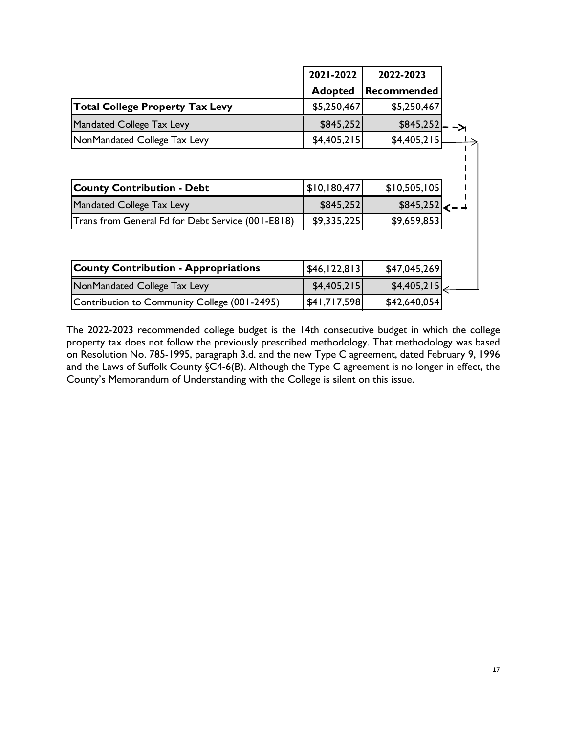| | 2021-2022 Adopted | 2022-2023 Recommended |
|---|---|---|
| **Total College Property Tax Levy** | $5,250,467 | $5,250,467 |
| Mandated College Tax Levy | $845,252 | $845,252 |
| NonMandated College Tax Levy | $4,405,215 | $4,405,215 |

| | | |
|---|---|---|
| **County Contribution - Debt** | $10,180,477 | $10,505,105 |
| Mandated College Tax Levy | $845,252 | $845,252 |
| Trans from General Fd for Debt Service (001-E818) | $9,335,225 | $9,659,853 |

| | | |
|---|---|---|
| **County Contribution - Appropriations** | $46,122,813 | $47,045,269 |
| NonMandated College Tax Levy | $4,405,215 | $4,405,215 |
| Contribution to Community College (001-2495) | $41,717,598 | $42,640,054 |

The 2022-2023 recommended college budget is the 14th consecutive budget in which the college property tax does not follow the previously prescribed methodology. That methodology was based on Resolution No. 785-1995, paragraph 3.d. and the new Type C agreement, dated February 9, 1996 and the Laws of Suffolk County §C4-6(B). Although the Type C agreement is no longer in effect, the County's Memorandum of Understanding with the College is silent on this issue.